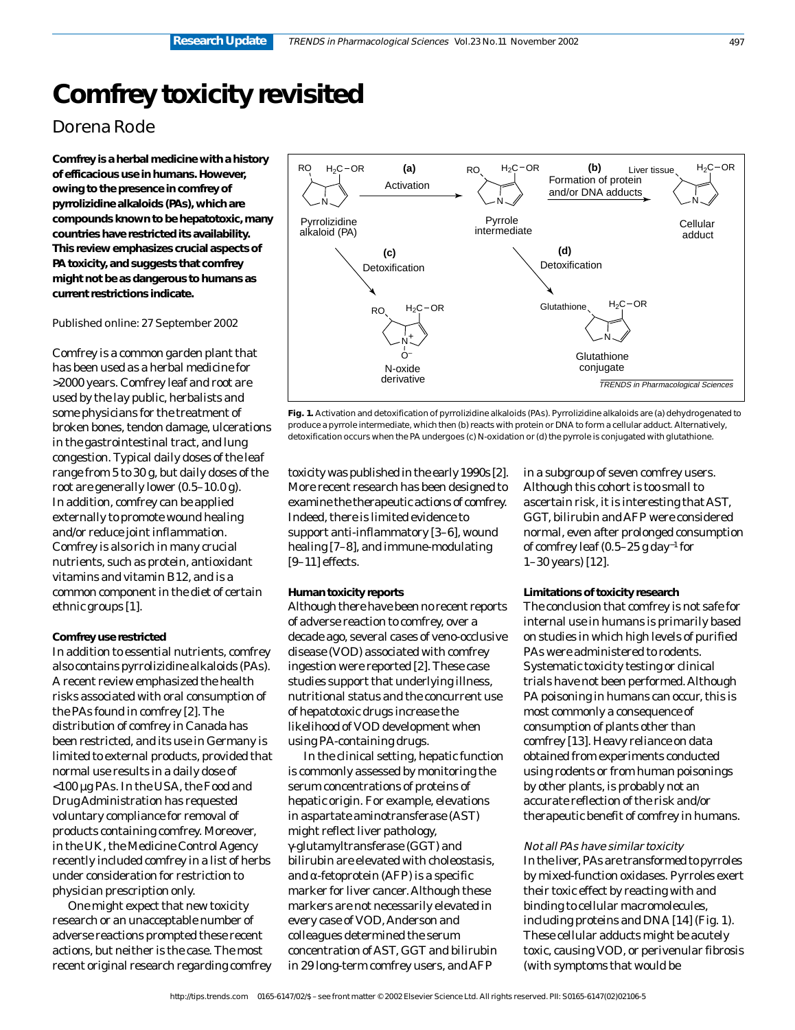# Comfrey toxicity revisited

Dorena Rode

**Comfrey is a herbal medicine with a history of efficacious use in humans. However, owing to the presence in comfrey of pyrrolizidine alkaloids (PAs), which are compounds known to be hepatotoxic, many countries have restricted its availability. This review emphasizes crucial aspects of PA toxicity, and suggests that comfrey might not be as dangerous to humans as current restrictions indicate.**

Published online: 27 September 2002

Comfrey is a common garden plant that has been used as a herbal medicine for >2000 years. Comfrey leaf and root are used by the lay public, herbalists and some physicians for the treatment of broken bones, tendon damage, ulcerations in the gastrointestinal tract, and lung congestion. Typical daily doses of the leaf range from 5 to 30 g, but daily doses of the root are generally lower (0.5–10.0 g). In addition, comfrey can be applied externally to promote wound healing and/or reduce joint inflammation. Comfrey is also rich in many crucial nutrients, such as protein, antioxidant vitamins and vitamin B12, and is a common component in the diet of certain ethnic groups [1].

**Fig. 1.** Activation and detoxification of pyrrolizidine alkaloids (PAs). Pyrrolizidine alkaloids are (a) dehydrogenated to produce a pyrrole intermediate, which then (b) reacts with protein or DNA to form a cellular adduct. Alternatively, detoxification occurs when the PA undergoes (c) N-oxidation or (d) the pyrrole is conjugated with glutathione.

#### Comfrey use restricted

In addition to essential nutrients, comfrey also contains pyrrolizidine alkaloids (PAs). A recent review emphasized the health risks associated with oral consumption of the PAs found in comfrey [2]. The distribution of comfrey in Canada has been restricted, and its use in Germany is limited to external products, provided that normal use results in a daily dose of <100 µg PAs. In the USA, the Food and Drug Administration has requested voluntary compliance for removal of products containing comfrey. Moreover, in the UK, the Medicine Control Agency recently included comfrey in a list of herbs under consideration for restriction to physician prescription only.

One might expect that new toxicity research or an unacceptable number of adverse reactions prompted these recent actions, but neither is the case. The most recent original research regarding comfrey toxicity was published in the early 1990s [2]. More recent research has been designed to examine the therapeutic actions of comfrey. Indeed, there is limited evidence to support anti-inflammatory [3–6], wound healing [7–8], and immune-modulating [9–11] effects.

#### Human toxicity reports

Although there have been no recent reports of adverse reaction to comfrey, over a decade ago, several cases of veno-occlusive disease (VOD) associated with comfrey ingestion were reported [2]. These case studies support that underlying illness, nutritional status and the concurrent use of hepatotoxic drugs increase the likelihood of VOD development when using PA-containing drugs.

In the clinical setting, hepatic function is commonly assessed by monitoring the serum concentrations of proteins of hepatic origin. For example, elevations in aspartate aminotransferase (AST) might reflect liver pathology, γ-glutamyltransferase (GGT) and bilirubin are elevated with cholestasis, and α-fetoprotein (AFP) is a specific marker for liver cancer. Although these markers are not necessarily elevated in every case of VOD, Anderson and colleagues determined the serum concentration of AST, GGT and bilirubin in 29 long-term comfrey users, and AFP in a subgroup of seven comfrey users. Although this cohort is too small to ascertain risk, it is interesting that AST, GGT, bilirubin and AFP were considered normal, even after prolonged consumption of comfrey leaf (0.5–25 g $day^{-1}$ for 1–30 years) [12].

#### Limitations of toxicity research

The conclusion that comfrey is not safe for internal use in humans is primarily based on studies in which high levels of purified PAs were administered to rodents. Systematic toxicity testing or clinical trials have not been performed. Although PA poisoning in humans can occur, this is most commonly a consequence of consumption of plants other than comfrey [13]. Heavy reliance on data obtained from experiments conducted using rodents or from human poisonings by other plants, is probably not an accurate reflection of the risk and/or therapeutic benefit of comfrey in humans.

##### *Not all PAs have similar toxicity*

In the liver, PAs are transformed to pyrroles by mixed-function oxidases. Pyrroles exert their toxic effect by reacting with and binding to cellular macromolecules, including proteins and DNA [14] (Fig. 1). These cellular adducts might be acutely toxic, causing VOD, or perivenular fibrosis (with symptoms that would be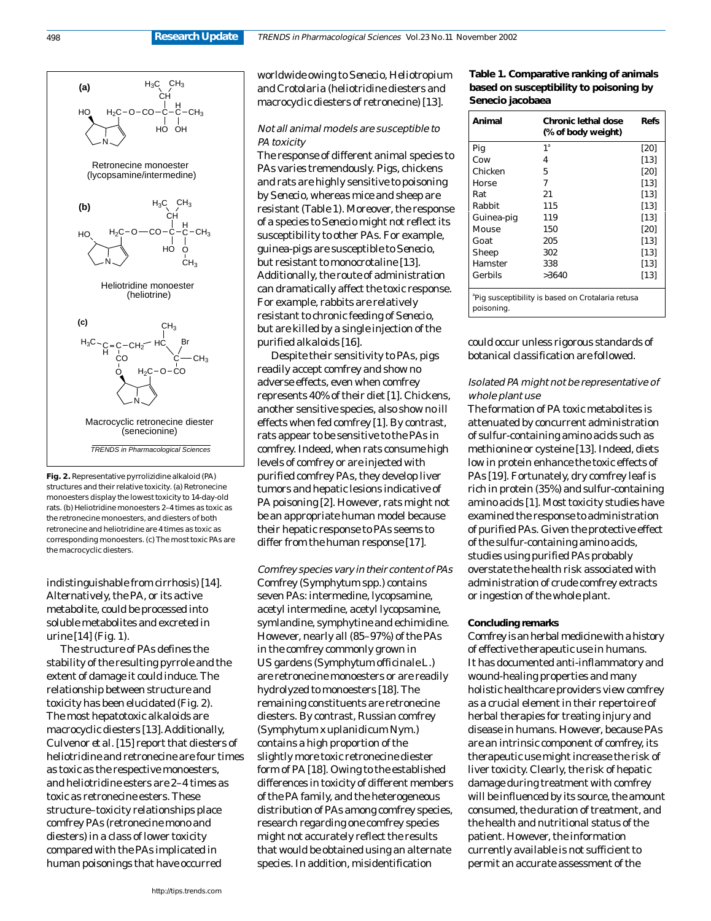Fig. 2. Representative pyrrolizidine alkaloid (PA) structures and their relative toxicity. (a) Retronecine monoesters display the lowest toxicity to 14-day-old rats. (b) Heliotridine monoesters 2–4 times as toxic as the retronecine monoesters, and diesters of both retronecine and heliotridine are 4 times as toxic as corresponding monoesters. (c) The most toxic PAs are the macrocyclic diesters.

indistinguishable from cirrhosis) [14]. Alternatively, the PA, or its active metabolite, could be processed into soluble metabolites and excreted in urine [14] (Fig. 1).

The structure of PAs defines the stability of the resulting pyrrole and the extent of damage it could induce. The relationship between structure and toxicity has been elucidated (Fig. 2). The most hepatotoxic alkaloids are macrocyclic diesters [13]. Additionally, Culvenor *et al.* [15] report that diesters of heliotridine and retronecine are four times as toxic as the respective monoesters, and heliotridine esters are 2–4 times as toxic as retronecine esters. These structure–toxicity relationships place comfrey PAs (retronecine mono and diesters) in a class of lower toxicity compared with the PAs implicated in human poisonings that have occurred worldwide owing to *Senecio*, *Heliotropium* and *Crotolaria* (heliotridine diesters and macrocyclic diesters of retronecine) [13].

*Not all animal models are susceptible to PA toxicity*

The response of different animal species to PAs varies tremendously. Pigs, chickens and rats are highly sensitive to poisoning by *Senecio*, whereas mice and sheep are resistant (Table 1). Moreover, the response of a species to *Senecio* might not reflect its susceptibility to other PAs. For example, guinea-pigs are susceptible to *Senecio*, but resistant to monocrotaline [13]. Additionally, the route of administration can dramatically affect the toxic response. For example, rabbits are relatively resistant to chronic feeding of *Senecio*, but are killed by a single injection of the purified alkaloids [16].

Despite their sensitivity to PAs, pigs readily accept comfrey and show no adverse effects, even when comfrey represents 40% of their diet [1]. Chickens, another sensitive species, also show no ill effects when fed comfrey [1]. By contrast, rats appear to be sensitive to the PAs in comfrey. Indeed, when rats consume high levels of comfrey or are injected with purified comfrey PAs, they develop liver tumors and hepatic lesions indicative of PA poisoning [2]. However, rats might not be an appropriate human model because their hepatic response to PAs seems to differ from the human response [17].

*Comfrey species vary in their content of PAs*

Comfrey (*Symphytum* spp.) contains seven PAs: intermedine, lycopsamine, acetyl intermedine, acetyl lycopsamine, symlandine, symphytine and echimidine. However, nearly all (85–97%) of the PAs in the comfrey commonly grown in US gardens (*Symphytum officinale* L.) are retronecine monoesters or are readily hydrolyzed to monoesters [18]. The remaining constituents are retronecine diesters. By contrast, Russian comfrey (*Symphytum x uplanidicum* Nym.) contains a high proportion of the slightly more toxic retronecine diester form of PA [18]. Owing to the established differences in toxicity of different members of the PA family, and the heterogeneous distribution of PAs among comfrey species, research regarding one comfrey species might not accurately reflect the results that would be obtained using an alternate species. In addition, misidentification could occur unless rigorous standards of botanical classification are followed.

**Table 1. Comparative ranking of animals based on susceptibility to poisoning by *Senecio jacobaea***

| Animal | Chronic lethal dose (% of body weight) | Refs |
|---|---|---|
| Pig | 1[a] | [20] |
| Cow | 4 | [13] |
| Chicken | 5 | [20] |
| Horse | 7 | [13] |
| Rat | 21 | [13] |
| Rabbit | 115 | [13] |
| Guinea-pig | 119 | [13] |
| Mouse | 150 | [20] |
| Goat | 205 | [13] |
| Sheep | 302 | [13] |
| Hamster | 338 | [13] |
| Gerbils | >3640 | [13] |

[a]Pig susceptibility is based on *Crotalaria retusa* poisoning.

*Isolated PA might not be representative of whole plant use*

The formation of PA toxic metabolites is attenuated by concurrent administration of sulfur-containing amino acids such as methionine or cysteine [13]. Indeed, diets low in protein enhance the toxic effects of PAs [19]. Fortunately, dry comfrey leaf is rich in protein (35%) and sulfur-containing amino acids [1]. Most toxicity studies have examined the response to administration of purified PAs. Given the protective effect of the sulfur-containing amino acids, studies using purified PAs probably overstate the health risk associated with administration of crude comfrey extracts or ingestion of the whole plant.

**Concluding remarks**

Comfrey is an herbal medicine with a history of effective therapeutic use in humans. It has documented anti-inflammatory and wound-healing properties and many holistic healthcare providers view comfrey as a crucial element in their repertoire of herbal therapies for treating injury and disease in humans. However, because PAs are an intrinsic component of comfrey, its therapeutic use might increase the risk of liver toxicity. Clearly, the risk of hepatic damage during treatment with comfrey will be influenced by its source, the amount consumed, the duration of treatment, and the health and nutritional status of the patient. However, the information currently available is not sufficient to permit an accurate assessment of the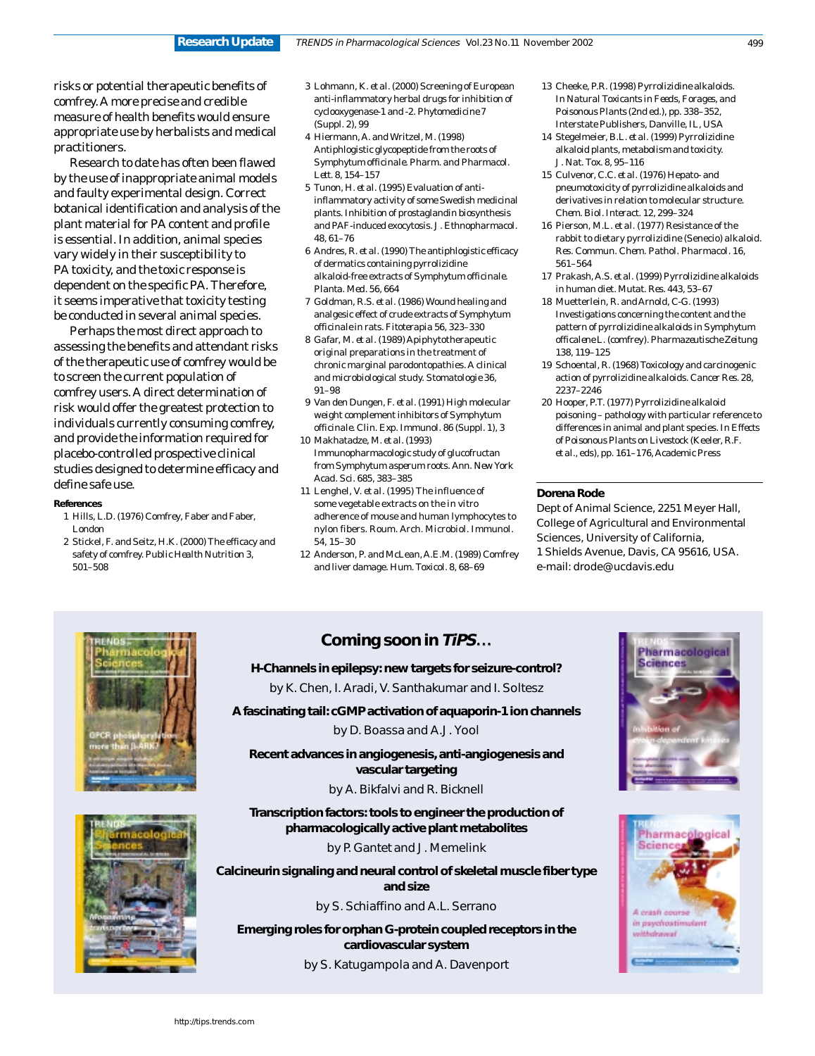risks or potential therapeutic benefits of comfrey. A more precise and credible measure of health benefits would ensure appropriate use by herbalists and medical practitioners.

Research to date has often been flawed by the use of inappropriate animal models and faulty experimental design. Correct botanical identification and analysis of the plant material for PA content and profile is essential. In addition, animal species vary widely in their susceptibility to PA toxicity, and the toxic response is dependent on the specific PA. Therefore, it seems imperative that toxicity testing be conducted in several animal species.

Perhaps the most direct approach to assessing the benefits and attendant risks of the therapeutic use of comfrey would be to screen the current population of comfrey users. A direct determination of risk would offer the greatest protection to individuals currently consuming comfrey, and provide the information required for placebo-controlled prospective clinical studies designed to determine efficacy and define safe use.

#### References

1 Hills, L.D. (1976) Comfrey, Faber and Faber, London

2 Stickel, F. and Seitz, H.K. (2000) The efficacy and safety of comfrey. *Public Health Nutrition* 3, 501–508

3 Lohmann, K. *et al.* (2000) Screening of European anti-inflammatory herbal drugs for inhibition of cyclooxygenase-1 and -2. *Phytomedicine* 7 (Suppl. 2), 99

4 Hiermann, A. and Writzel, M. (1998) Antiphlogistic glycopeptide from the roots of *Symphytum officinale*. *Pharm. and Pharmacol. Lett.* 8, 154–157

5 Tunon, H. *et al.* (1995) Evaluation of anti-inflammatory activity of some Swedish medicinal plants. Inhibition of prostaglandin biosynthesis and PAF-induced exocytosis. *J. Ethnopharmacol.* 48, 61–76

6 Andres, R. *et al.* (1990) The antiphlogistic efficacy of dermatics containing pyrrolizidine alkaloid-free extracts of *Symphytum officinale*. *Planta. Med.* 56, 664

7 Goldman, R.S. *et al.* (1986) Wound healing and analgesic effect of crude extracts of *Symphytum officinale* in rats. *Fitoterapia* 56, 323–330

8 Gafar, M. *et al.* (1989) Apiphytotherapeutic original preparations in the treatment of chronic marginal parodontopathies. A clinical and microbiological study. *Stomatologie* 36, 91–98

9 Van den Dungen, F. *et al.* (1991) High molecular weight complement inhibitors of *Symphytum officinale*. *Clin. Exp. Immunol.* 86 (Suppl. 1), 3

10 Makhatadze, M. *et al.* (1993) Immunopharmacologic study of glucofructan from *Symphytum asperum* roots. *Ann. New York Acad. Sci.* 685, 383–385

11 Lenghel, V. *et al.* (1995) The influence of some vegetable extracts on the *in vitro* adherence of mouse and human lymphocytes to nylon fibers. *Roum. Arch. Microbiol. Immunol.* 54, 15–30

12 Anderson, P. and McLean, A.E.M. (1989) Comfrey and liver damage. *Hum. Toxicol.* 8, 68–69

13 Cheeke, P.R. (1998) Pyrrolizidine alkaloids. In *Natural Toxicants in Feeds, Forages, and Poisonous Plants* (2nd ed.), pp. 338–352, Interstate Publishers, Danville, IL, USA

14 Stegelmeier, B.L. *et al.* (1999) Pyrrolizidine alkaloid plants, metabolism and toxicity. *J. Nat. Tox.* 8, 95–116

15 Culvenor, C.C. *et al.* (1976) Hepato- and pneumotoxicity of pyrrolizidine alkaloids and derivatives in relation to molecular structure. *Chem. Biol. Interact.* 12, 299–324

16 Pierson, M.L. *et al.* (1977) Resistance of the rabbit to dietary pyrrolizidine (*Senecio*) alkaloid. *Res. Commun. Chem. Pathol. Pharmacol.* 16, 561–564

17 Prakash, A.S. *et al.* (1999) Pyrrolizidine alkaloids in human diet. *Mutat. Res.* 443, 53–67

18 Muetterlein, R. and Arnold, C-G. (1993) Investigations concerning the content and the pattern of pyrrolizidine alkaloids in *Symphytum officale* L. (comfrey). *Pharmazeutische Zeitung* 138, 119–125

19 Schoental, R. (1968) Toxicology and carcinogenic action of pyrrolizidine alkaloids. *Cancer Res.* 28, 2237–2246

20 Hooper, P.T. (1977) Pyrrolizidine alkaloid poisoning – pathology with particular reference to differences in animal and plant species. In *Effects of Poisonous Plants on Livestock* (Keeler, R.F. *et al.*, eds), pp. 161–176, Academic Press

**Dorena Rode**

Dept of Animal Science, 2251 Meyer Hall, College of Agricultural and Environmental Sciences, University of California, 1 Shields Avenue, Davis, CA 95616, USA.
e-mail: drode@ucdavis.edu

## Coming soon in *TiPS*…

**H-Channels in epilepsy: new targets for seizure-control?**
by K. Chen, I. Aradi, V. Santhakumar and I. Soltesz

**A fascinating tail: cGMP activation of aquaporin-1 ion channels**
by D. Boassa and A.J. Yool

**Recent advances in angiogenesis, anti-angiogenesis and vascular targeting**
by A. Bikfalvi and R. Bicknell

**Transcription factors: tools to engineer the production of pharmacologically active plant metabolites**
by P. Gantet and J. Memelink

**Calcineurin signaling and neural control of skeletal muscle fiber type and size**
by S. Schiaffino and A.L. Serrano

**Emerging roles for orphan G-protein coupled receptors in the cardiovascular system**
by S. Katugampola and A. Davenport